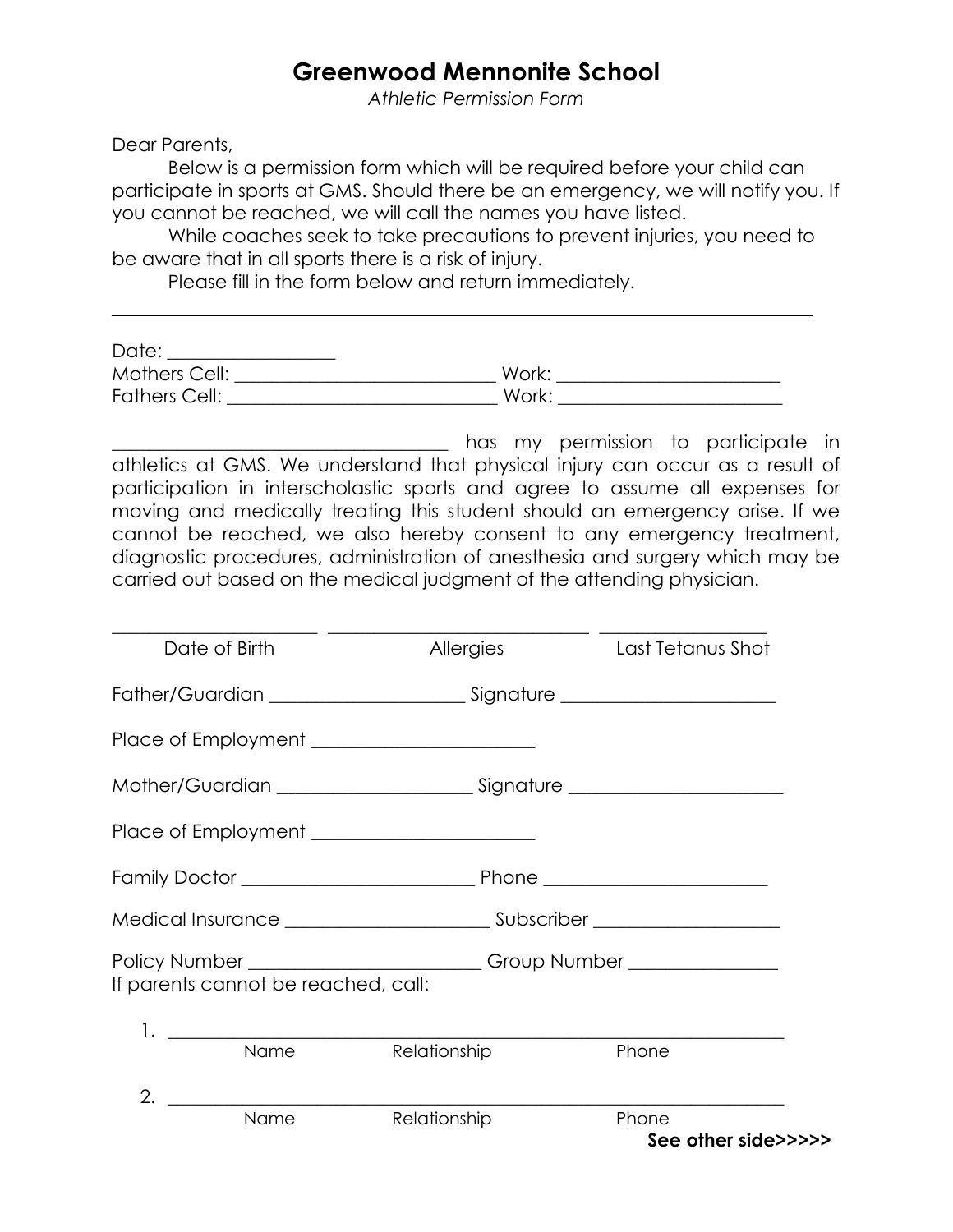# Greenwood Mennonite School

*Athletic Permission Form*

Dear Parents,

Below is a permission form which will be required before your child can participate in sports at GMS. Should there be an emergency, we will notify you. If you cannot be reached, we will call the names you have listed.

While coaches seek to take precautions to prevent injuries, you need to be aware that in all sports there is a risk of injury.

Please fill in the form below and return immediately.

---

Date: _________________

Mothers Cell: ____________________________ Work: ________________________

Fathers Cell: _____________________________ Work: ________________________

____________________________________ has my permission to participate in athletics at GMS. We understand that physical injury can occur as a result of participation in interscholastic sports and agree to assume all expenses for moving and medically treating this student should an emergency arise. If we cannot be reached, we also hereby consent to any emergency treatment, diagnostic procedures, administration of anesthesia and surgery which may be carried out based on the medical judgment of the attending physician.

_____________________ ____________________________ __________________

Date of Birth Allergies Last Tetanus Shot

Father/Guardian ____________________ Signature ______________________

Place of Employment _______________________

Mother/Guardian ____________________ Signature ______________________

Place of Employment _______________________

Family Doctor ________________________ Phone _______________________

Medical Insurance _____________________ Subscriber ___________________

Policy Number ________________________ Group Number _______________

If parents cannot be reached, call:

1. __________________________________________________________________

   Name Relationship Phone

2. __________________________________________________________________

   Name Relationship Phone

**See other side>>>>>**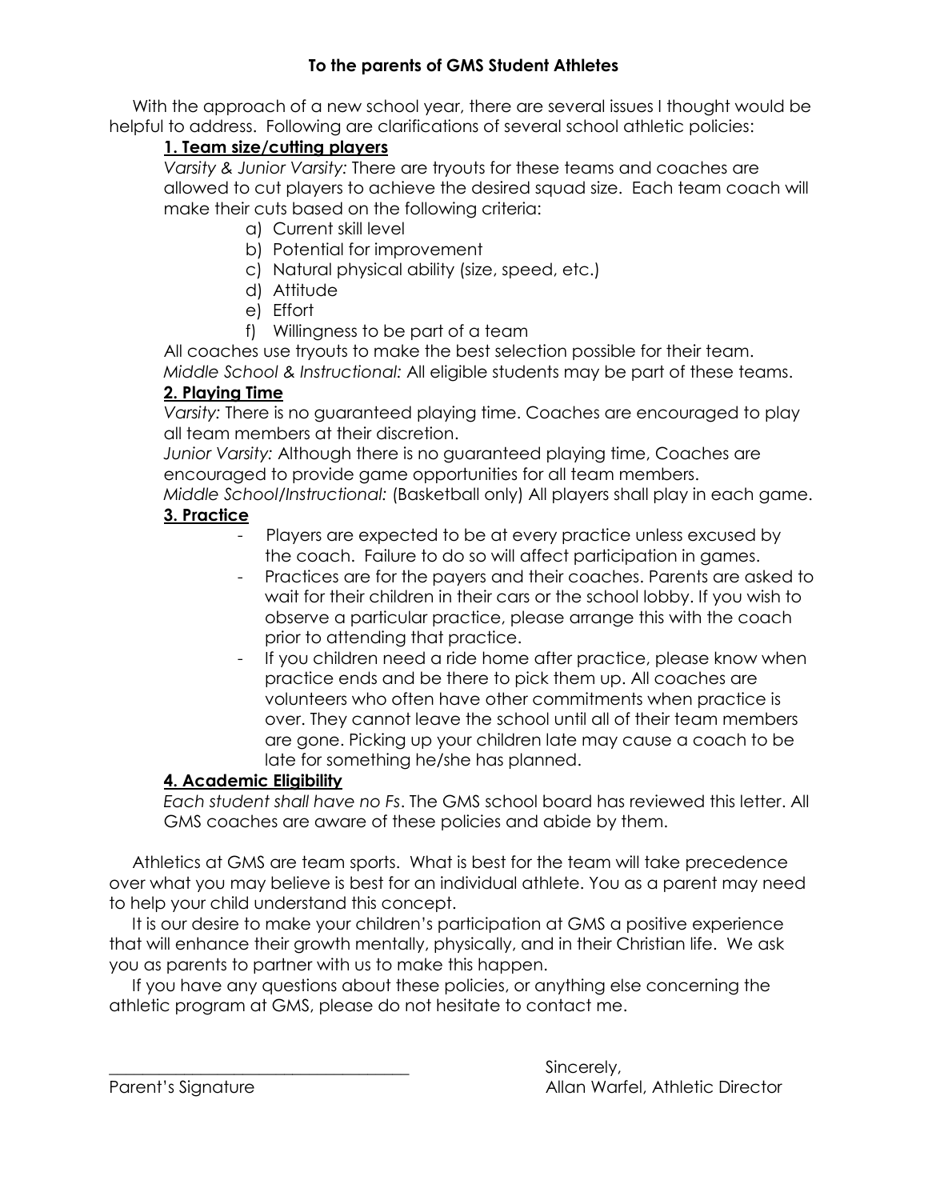**To the parents of GMS Student Athletes**

With the approach of a new school year, there are several issues I thought would be helpful to address. Following are clarifications of several school athletic policies:

**1. Team size/cutting players**

*Varsity & Junior Varsity:* There are tryouts for these teams and coaches are allowed to cut players to achieve the desired squad size. Each team coach will make their cuts based on the following criteria:

a) Current skill level
b) Potential for improvement
c) Natural physical ability (size, speed, etc.)
d) Attitude
e) Effort
f) Willingness to be part of a team

All coaches use tryouts to make the best selection possible for their team.

*Middle School & Instructional:* All eligible students may be part of these teams.

**2. Playing Time**

*Varsity:* There is no guaranteed playing time. Coaches are encouraged to play all team members at their discretion.

*Junior Varsity:* Although there is no guaranteed playing time, Coaches are encouraged to provide game opportunities for all team members.

*Middle School/Instructional:* (Basketball only) All players shall play in each game.

**3. Practice**

- Players are expected to be at every practice unless excused by the coach. Failure to do so will affect participation in games.
- Practices are for the payers and their coaches. Parents are asked to wait for their children in their cars or the school lobby. If you wish to observe a particular practice, please arrange this with the coach prior to attending that practice.
- If you children need a ride home after practice, please know when practice ends and be there to pick them up. All coaches are volunteers who often have other commitments when practice is over. They cannot leave the school until all of their team members are gone. Picking up your children late may cause a coach to be late for something he/she has planned.

**4. Academic Eligibility**

*Each student shall have no Fs*. The GMS school board has reviewed this letter. All GMS coaches are aware of these policies and abide by them.

Athletics at GMS are team sports. What is best for the team will take precedence over what you may believe is best for an individual athlete. You as a parent may need to help your child understand this concept.

It is our desire to make your children's participation at GMS a positive experience that will enhance their growth mentally, physically, and in their Christian life. We ask you as parents to partner with us to make this happen.

If you have any questions about these policies, or anything else concerning the athletic program at GMS, please do not hesitate to contact me.

___________________________________
Parent's Signature

Sincerely,
Allan Warfel, Athletic Director